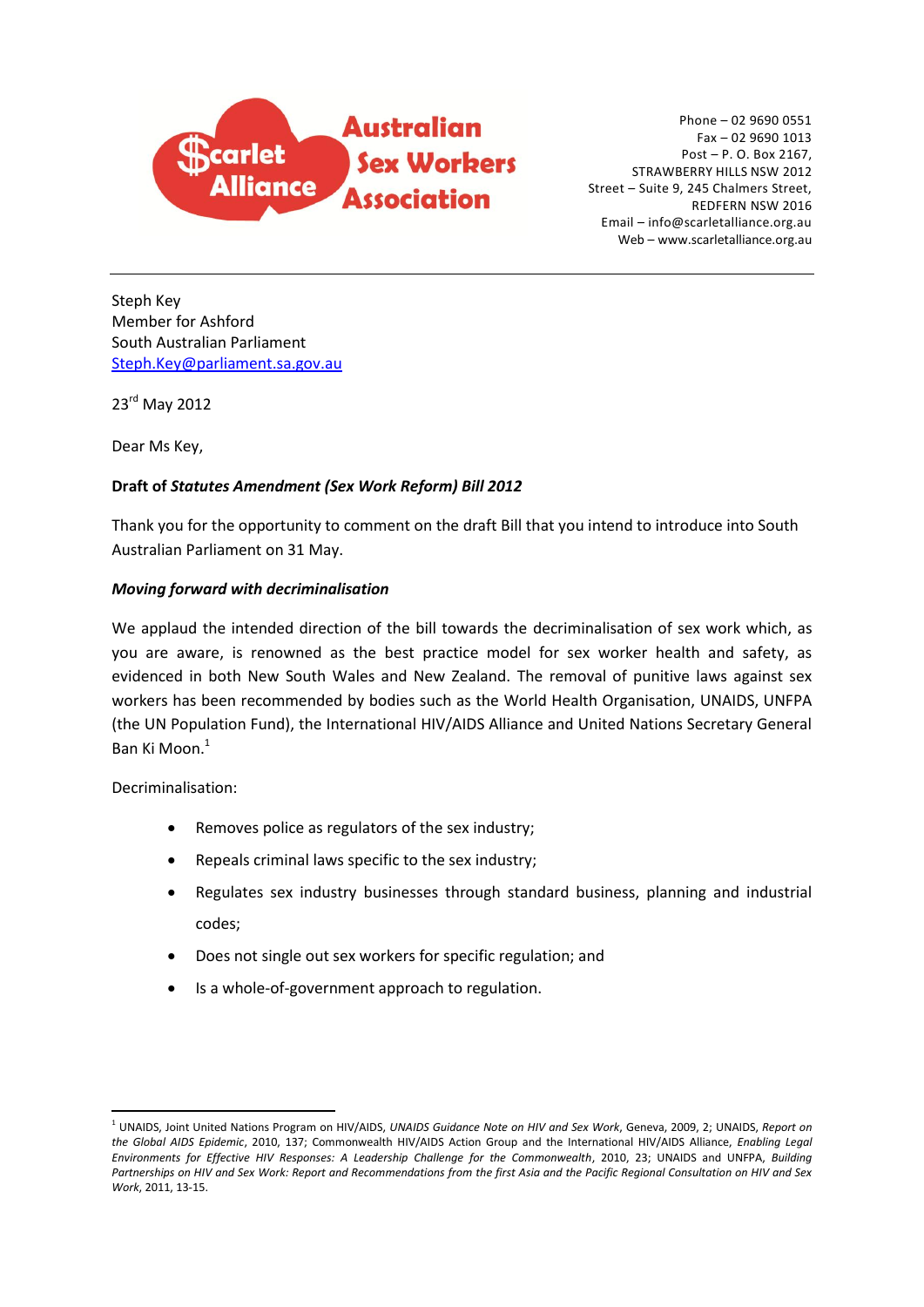Scarlet Alliance Australian Sex Workers Association

Phone – 02 9690 0551
Fax – 02 9690 1013
Post – P. O. Box 2167,
STRAWBERRY HILLS NSW 2012
Street – Suite 9, 245 Chalmers Street,
REDFERN NSW 2016
Email – info@scarletalliance.org.au
Web – www.scarletalliance.org.au

---

Steph Key
Member for Ashford
South Australian Parliament
Steph.Key@parliament.sa.gov.au

23rd May 2012

Dear Ms Key,

**Draft of *Statutes Amendment (Sex Work Reform) Bill 2012***

Thank you for the opportunity to comment on the draft Bill that you intend to introduce into South Australian Parliament on 31 May.

***Moving forward with decriminalisation***

We applaud the intended direction of the bill towards the decriminalisation of sex work which, as you are aware, is renowned as the best practice model for sex worker health and safety, as evidenced in both New South Wales and New Zealand. The removal of punitive laws against sex workers has been recommended by bodies such as the World Health Organisation, UNAIDS, UNFPA (the UN Population Fund), the International HIV/AIDS Alliance and United Nations Secretary General Ban Ki Moon.[1]

Decriminalisation:

- Removes police as regulators of the sex industry;
- Repeals criminal laws specific to the sex industry;
- Regulates sex industry businesses through standard business, planning and industrial codes;
- Does not single out sex workers for specific regulation; and
- Is a whole-of-government approach to regulation.

---

[1] UNAIDS, Joint United Nations Program on HIV/AIDS, *UNAIDS Guidance Note on HIV and Sex Work*, Geneva, 2009, 2; UNAIDS, *Report on the Global AIDS Epidemic*, 2010, 137; Commonwealth HIV/AIDS Action Group and the International HIV/AIDS Alliance, *Enabling Legal Environments for Effective HIV Responses: A Leadership Challenge for the Commonwealth*, 2010, 23; UNAIDS and UNFPA, *Building Partnerships on HIV and Sex Work: Report and Recommendations from the first Asia and the Pacific Regional Consultation on HIV and Sex Work*, 2011, 13-15.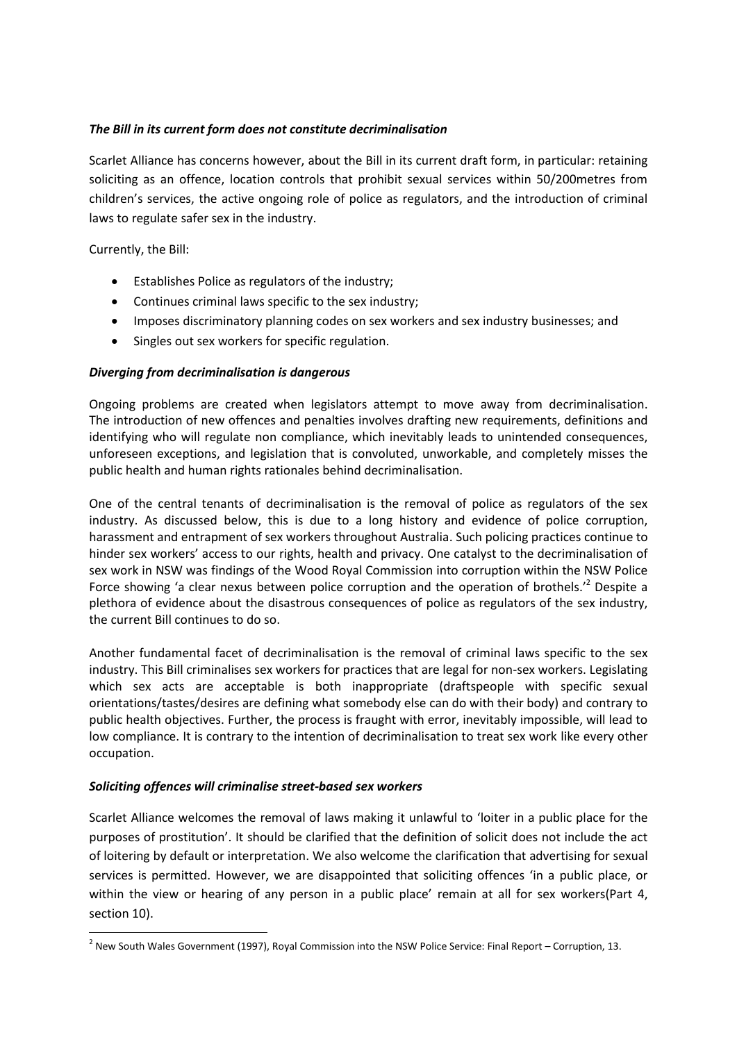### *The Bill in its current form does not constitute decriminalisation*

Scarlet Alliance has concerns however, about the Bill in its current draft form, in particular: retaining soliciting as an offence, location controls that prohibit sexual services within 50/200metres from children's services, the active ongoing role of police as regulators, and the introduction of criminal laws to regulate safer sex in the industry.

Currently, the Bill:

- Establishes Police as regulators of the industry;
- Continues criminal laws specific to the sex industry;
- Imposes discriminatory planning codes on sex workers and sex industry businesses; and
- Singles out sex workers for specific regulation.

### *Diverging from decriminalisation is dangerous*

Ongoing problems are created when legislators attempt to move away from decriminalisation. The introduction of new offences and penalties involves drafting new requirements, definitions and identifying who will regulate non compliance, which inevitably leads to unintended consequences, unforeseen exceptions, and legislation that is convoluted, unworkable, and completely misses the public health and human rights rationales behind decriminalisation.

One of the central tenants of decriminalisation is the removal of police as regulators of the sex industry. As discussed below, this is due to a long history and evidence of police corruption, harassment and entrapment of sex workers throughout Australia. Such policing practices continue to hinder sex workers' access to our rights, health and privacy. One catalyst to the decriminalisation of sex work in NSW was findings of the Wood Royal Commission into corruption within the NSW Police Force showing 'a clear nexus between police corruption and the operation of brothels.'[2] Despite a plethora of evidence about the disastrous consequences of police as regulators of the sex industry, the current Bill continues to do so.

Another fundamental facet of decriminalisation is the removal of criminal laws specific to the sex industry. This Bill criminalises sex workers for practices that are legal for non-sex workers. Legislating which sex acts are acceptable is both inappropriate (draftspeople with specific sexual orientations/tastes/desires are defining what somebody else can do with their body) and contrary to public health objectives. Further, the process is fraught with error, inevitably impossible, will lead to low compliance. It is contrary to the intention of decriminalisation to treat sex work like every other occupation.

### *Soliciting offences will criminalise street-based sex workers*

Scarlet Alliance welcomes the removal of laws making it unlawful to 'loiter in a public place for the purposes of prostitution'. It should be clarified that the definition of solicit does not include the act of loitering by default or interpretation. We also welcome the clarification that advertising for sexual services is permitted. However, we are disappointed that soliciting offences 'in a public place, or within the view or hearing of any person in a public place' remain at all for sex workers(Part 4, section 10).

---

[2] New South Wales Government (1997), Royal Commission into the NSW Police Service: Final Report – Corruption, 13.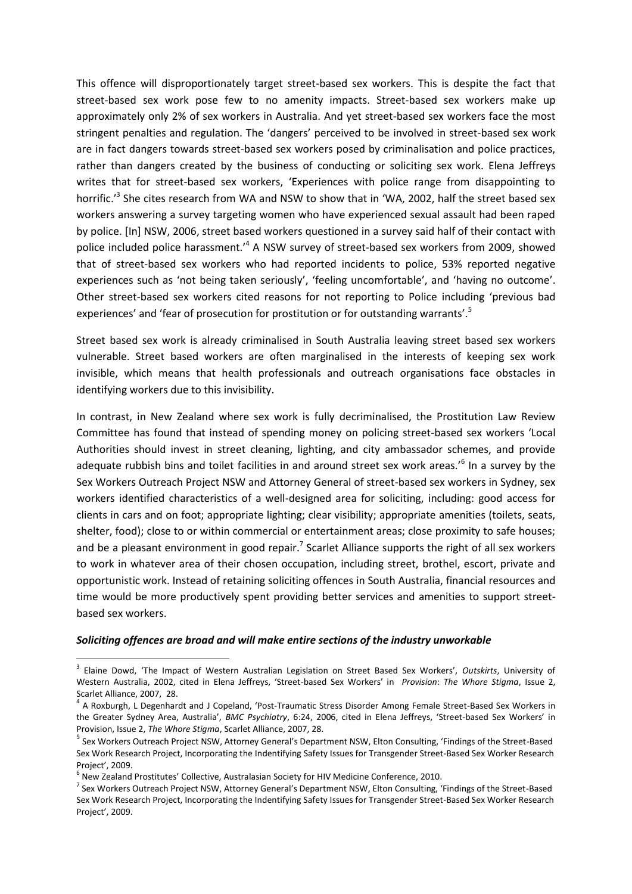This offence will disproportionately target street-based sex workers. This is despite the fact that street-based sex work pose few to no amenity impacts. Street-based sex workers make up approximately only 2% of sex workers in Australia. And yet street-based sex workers face the most stringent penalties and regulation. The 'dangers' perceived to be involved in street-based sex work are in fact dangers towards street-based sex workers posed by criminalisation and police practices, rather than dangers created by the business of conducting or soliciting sex work. Elena Jeffreys writes that for street-based sex workers, 'Experiences with police range from disappointing to horrific.'[3] She cites research from WA and NSW to show that in 'WA, 2002, half the street based sex workers answering a survey targeting women who have experienced sexual assault had been raped by police. [In] NSW, 2006, street based workers questioned in a survey said half of their contact with police included police harassment.'[4] A NSW survey of street-based sex workers from 2009, showed that of street-based sex workers who had reported incidents to police, 53% reported negative experiences such as 'not being taken seriously', 'feeling uncomfortable', and 'having no outcome'. Other street-based sex workers cited reasons for not reporting to Police including 'previous bad experiences' and 'fear of prosecution for prostitution or for outstanding warrants'.[5]

Street based sex work is already criminalised in South Australia leaving street based sex workers vulnerable. Street based workers are often marginalised in the interests of keeping sex work invisible, which means that health professionals and outreach organisations face obstacles in identifying workers due to this invisibility.

In contrast, in New Zealand where sex work is fully decriminalised, the Prostitution Law Review Committee has found that instead of spending money on policing street-based sex workers 'Local Authorities should invest in street cleaning, lighting, and city ambassador schemes, and provide adequate rubbish bins and toilet facilities in and around street sex work areas.'[6] In a survey by the Sex Workers Outreach Project NSW and Attorney General of street-based sex workers in Sydney, sex workers identified characteristics of a well-designed area for soliciting, including: good access for clients in cars and on foot; appropriate lighting; clear visibility; appropriate amenities (toilets, seats, shelter, food); close to or within commercial or entertainment areas; close proximity to safe houses; and be a pleasant environment in good repair.[7] Scarlet Alliance supports the right of all sex workers to work in whatever area of their chosen occupation, including street, brothel, escort, private and opportunistic work. Instead of retaining soliciting offences in South Australia, financial resources and time would be more productively spent providing better services and amenities to support street-based sex workers.

***Soliciting offences are broad and will make entire sections of the industry unworkable***

---

[3] Elaine Dowd, 'The Impact of Western Australian Legislation on Street Based Sex Workers', *Outskirts*, University of Western Australia, 2002, cited in Elena Jeffreys, 'Street-based Sex Workers' in *Provision*: *The Whore Stigma*, Issue 2, Scarlet Alliance, 2007, 28.

[4] A Roxburgh, L Degenhardt and J Copeland, 'Post-Traumatic Stress Disorder Among Female Street-Based Sex Workers in the Greater Sydney Area, Australia', *BMC Psychiatry*, 6:24, 2006, cited in Elena Jeffreys, 'Street-based Sex Workers' in Provision, Issue 2, *The Whore Stigma*, Scarlet Alliance, 2007, 28.

[5] Sex Workers Outreach Project NSW, Attorney General's Department NSW, Elton Consulting, 'Findings of the Street-Based Sex Work Research Project, Incorporating the Indentifying Safety Issues for Transgender Street-Based Sex Worker Research Project', 2009.

[6] New Zealand Prostitutes' Collective, Australasian Society for HIV Medicine Conference, 2010.

[7] Sex Workers Outreach Project NSW, Attorney General's Department NSW, Elton Consulting, 'Findings of the Street-Based Sex Work Research Project, Incorporating the Indentifying Safety Issues for Transgender Street-Based Sex Worker Research Project', 2009.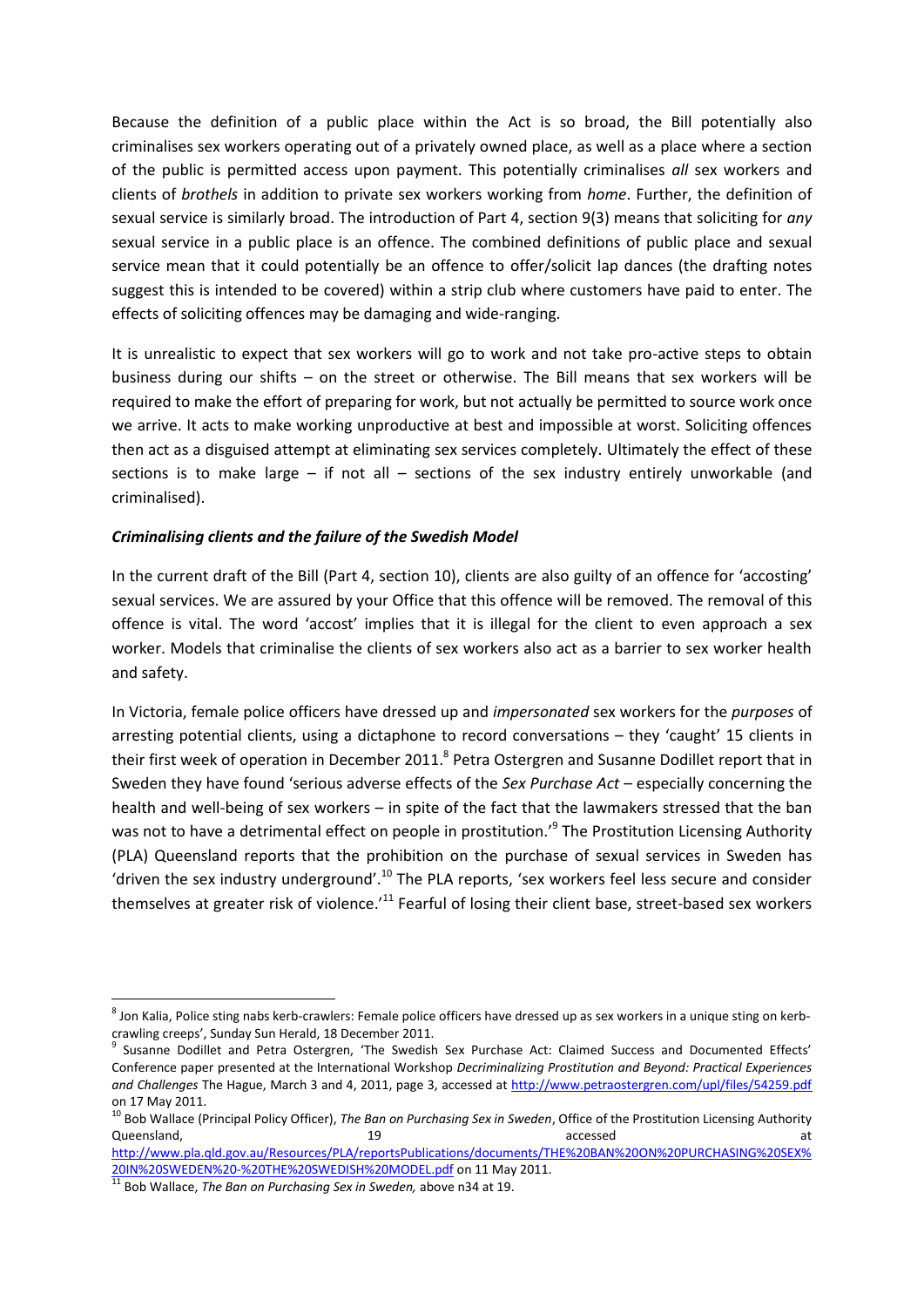Because the definition of a public place within the Act is so broad, the Bill potentially also criminalises sex workers operating out of a privately owned place, as well as a place where a section of the public is permitted access upon payment. This potentially criminalises *all* sex workers and clients of *brothels* in addition to private sex workers working from *home*. Further, the definition of sexual service is similarly broad. The introduction of Part 4, section 9(3) means that soliciting for *any* sexual service in a public place is an offence. The combined definitions of public place and sexual service mean that it could potentially be an offence to offer/solicit lap dances (the drafting notes suggest this is intended to be covered) within a strip club where customers have paid to enter. The effects of soliciting offences may be damaging and wide-ranging.

It is unrealistic to expect that sex workers will go to work and not take pro-active steps to obtain business during our shifts – on the street or otherwise. The Bill means that sex workers will be required to make the effort of preparing for work, but not actually be permitted to source work once we arrive. It acts to make working unproductive at best and impossible at worst. Soliciting offences then act as a disguised attempt at eliminating sex services completely. Ultimately the effect of these sections is to make large – if not all – sections of the sex industry entirely unworkable (and criminalised).

***Criminalising clients and the failure of the Swedish Model***

In the current draft of the Bill (Part 4, section 10), clients are also guilty of an offence for 'accosting' sexual services. We are assured by your Office that this offence will be removed. The removal of this offence is vital. The word 'accost' implies that it is illegal for the client to even approach a sex worker. Models that criminalise the clients of sex workers also act as a barrier to sex worker health and safety.

In Victoria, female police officers have dressed up and *impersonated* sex workers for the *purposes* of arresting potential clients, using a dictaphone to record conversations – they 'caught' 15 clients in their first week of operation in December 2011.[8] Petra Ostergren and Susanne Dodillet report that in Sweden they have found 'serious adverse effects of the *Sex Purchase Act* – especially concerning the health and well-being of sex workers – in spite of the fact that the lawmakers stressed that the ban was not to have a detrimental effect on people in prostitution.'[9] The Prostitution Licensing Authority (PLA) Queensland reports that the prohibition on the purchase of sexual services in Sweden has 'driven the sex industry underground'.[10] The PLA reports, 'sex workers feel less secure and consider themselves at greater risk of violence.'[11] Fearful of losing their client base, street-based sex workers

---

[8] Jon Kalia, Police sting nabs kerb-crawlers: Female police officers have dressed up as sex workers in a unique sting on kerb-crawling creeps', Sunday Sun Herald, 18 December 2011.

[9] Susanne Dodillet and Petra Ostergren, 'The Swedish Sex Purchase Act: Claimed Success and Documented Effects' Conference paper presented at the International Workshop *Decriminalizing Prostitution and Beyond: Practical Experiences and Challenges* The Hague, March 3 and 4, 2011, page 3, accessed at http://www.petraostergren.com/upl/files/54259.pdf on 17 May 2011.

[10] Bob Wallace (Principal Policy Officer), *The Ban on Purchasing Sex in Sweden*, Office of the Prostitution Licensing Authority Queensland, 19 accessed at http://www.pla.qld.gov.au/Resources/PLA/reportsPublications/documents/THE%20BAN%20ON%20PURCHASING%20SEX%20IN%20SWEDEN%20-%20THE%20SWEDISH%20MODEL.pdf on 11 May 2011.

[11] Bob Wallace, *The Ban on Purchasing Sex in Sweden,* above n34 at 19.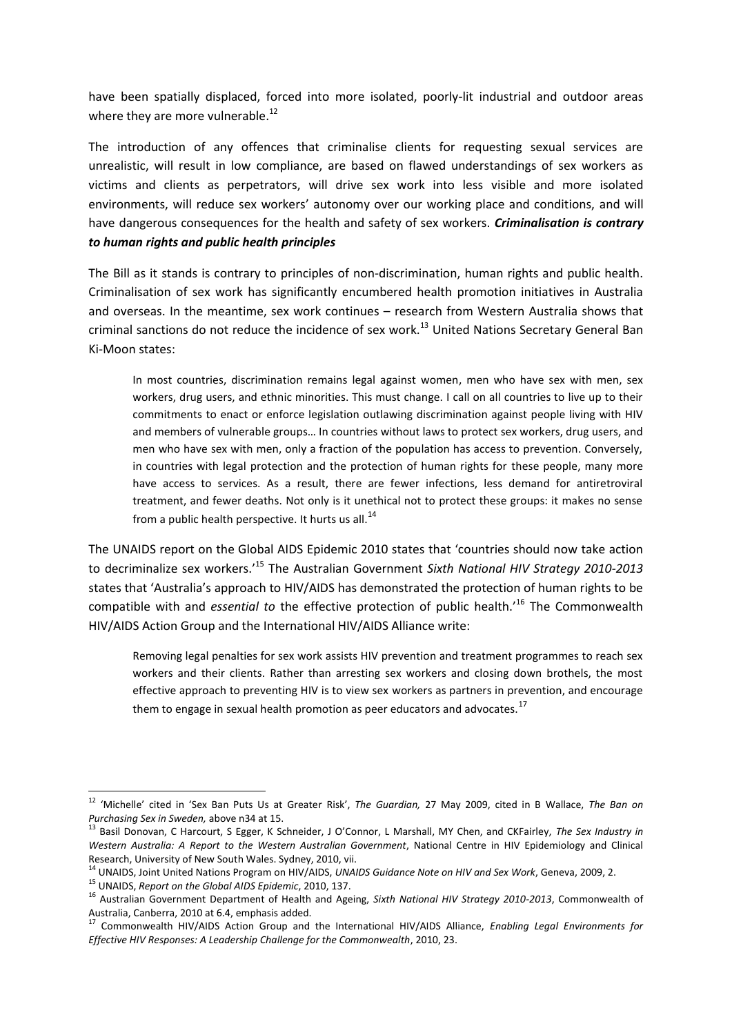have been spatially displaced, forced into more isolated, poorly-lit industrial and outdoor areas where they are more vulnerable.[12]

The introduction of any offences that criminalise clients for requesting sexual services are unrealistic, will result in low compliance, are based on flawed understandings of sex workers as victims and clients as perpetrators, will drive sex work into less visible and more isolated environments, will reduce sex workers' autonomy over our working place and conditions, and will have dangerous consequences for the health and safety of sex workers. ***Criminalisation is contrary to human rights and public health principles***

The Bill as it stands is contrary to principles of non-discrimination, human rights and public health. Criminalisation of sex work has significantly encumbered health promotion initiatives in Australia and overseas. In the meantime, sex work continues – research from Western Australia shows that criminal sanctions do not reduce the incidence of sex work.[13] United Nations Secretary General Ban Ki-Moon states:

> In most countries, discrimination remains legal against women, men who have sex with men, sex workers, drug users, and ethnic minorities. This must change. I call on all countries to live up to their commitments to enact or enforce legislation outlawing discrimination against people living with HIV and members of vulnerable groups… In countries without laws to protect sex workers, drug users, and men who have sex with men, only a fraction of the population has access to prevention. Conversely, in countries with legal protection and the protection of human rights for these people, many more have access to services. As a result, there are fewer infections, less demand for antiretroviral treatment, and fewer deaths. Not only is it unethical not to protect these groups: it makes no sense from a public health perspective. It hurts us all.[14]

The UNAIDS report on the Global AIDS Epidemic 2010 states that 'countries should now take action to decriminalize sex workers.'[15] The Australian Government *Sixth National HIV Strategy 2010-2013* states that 'Australia's approach to HIV/AIDS has demonstrated the protection of human rights to be compatible with and *essential to* the effective protection of public health.'[16] The Commonwealth HIV/AIDS Action Group and the International HIV/AIDS Alliance write:

> Removing legal penalties for sex work assists HIV prevention and treatment programmes to reach sex workers and their clients. Rather than arresting sex workers and closing down brothels, the most effective approach to preventing HIV is to view sex workers as partners in prevention, and encourage them to engage in sexual health promotion as peer educators and advocates.[17]

---

[12] 'Michelle' cited in 'Sex Ban Puts Us at Greater Risk', *The Guardian,* 27 May 2009, cited in B Wallace, *The Ban on Purchasing Sex in Sweden,* above n34 at 15.

[13] Basil Donovan, C Harcourt, S Egger, K Schneider, J O'Connor, L Marshall, MY Chen, and CKFairley, *The Sex Industry in Western Australia: A Report to the Western Australian Government*, National Centre in HIV Epidemiology and Clinical Research, University of New South Wales. Sydney, 2010, vii.

[14] UNAIDS, Joint United Nations Program on HIV/AIDS, *UNAIDS Guidance Note on HIV and Sex Work*, Geneva, 2009, 2.

[15] UNAIDS, *Report on the Global AIDS Epidemic*, 2010, 137.

[16] Australian Government Department of Health and Ageing, *Sixth National HIV Strategy 2010-2013*, Commonwealth of Australia, Canberra, 2010 at 6.4, emphasis added.

[17] Commonwealth HIV/AIDS Action Group and the International HIV/AIDS Alliance, *Enabling Legal Environments for Effective HIV Responses: A Leadership Challenge for the Commonwealth*, 2010, 23.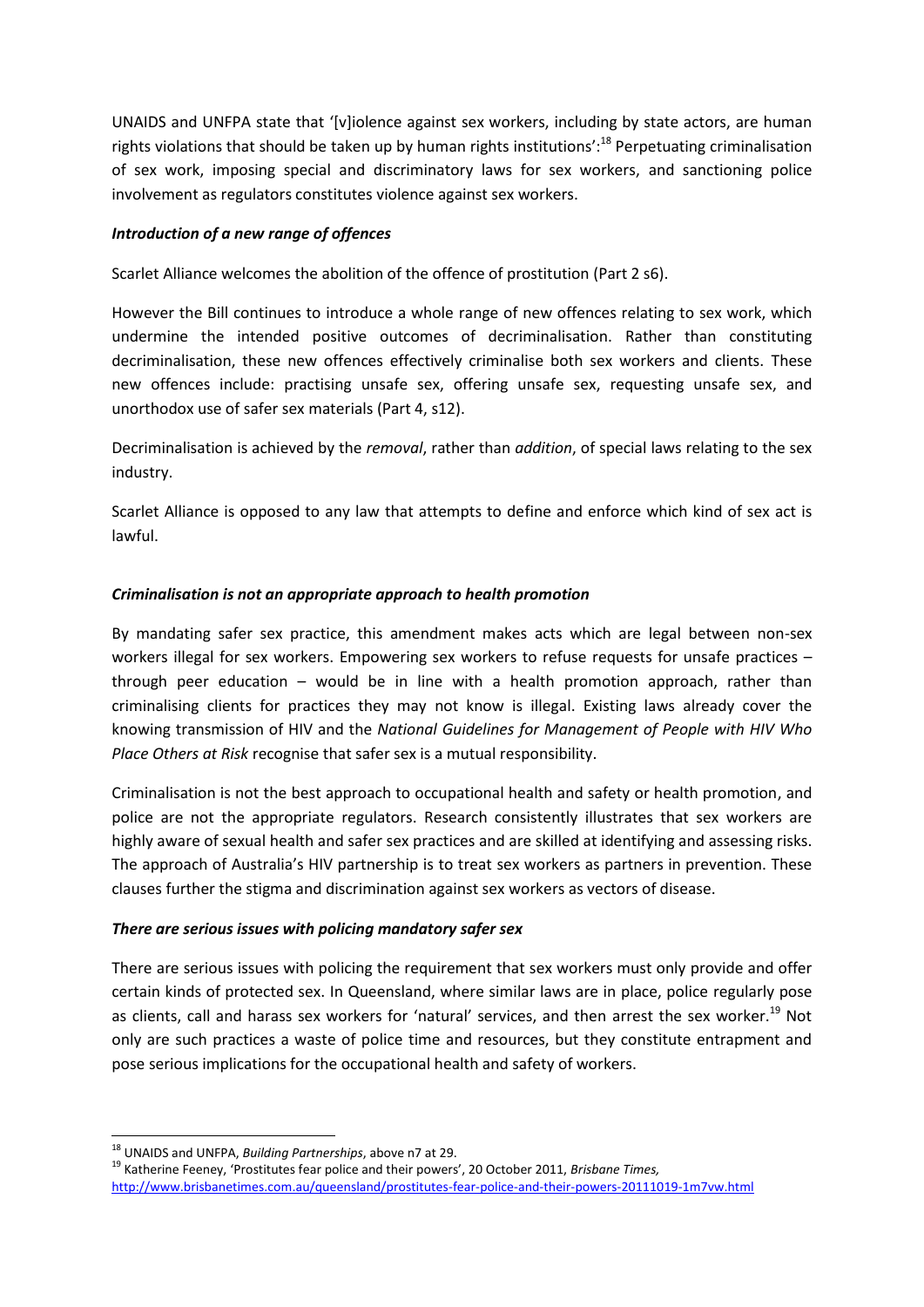UNAIDS and UNFPA state that '[v]iolence against sex workers, including by state actors, are human rights violations that should be taken up by human rights institutions':[18] Perpetuating criminalisation of sex work, imposing special and discriminatory laws for sex workers, and sanctioning police involvement as regulators constitutes violence against sex workers.

***Introduction of a new range of offences***

Scarlet Alliance welcomes the abolition of the offence of prostitution (Part 2 s6).

However the Bill continues to introduce a whole range of new offences relating to sex work, which undermine the intended positive outcomes of decriminalisation. Rather than constituting decriminalisation, these new offences effectively criminalise both sex workers and clients. These new offences include: practising unsafe sex, offering unsafe sex, requesting unsafe sex, and unorthodox use of safer sex materials (Part 4, s12).

Decriminalisation is achieved by the *removal*, rather than *addition*, of special laws relating to the sex industry.

Scarlet Alliance is opposed to any law that attempts to define and enforce which kind of sex act is lawful.

***Criminalisation is not an appropriate approach to health promotion***

By mandating safer sex practice, this amendment makes acts which are legal between non-sex workers illegal for sex workers. Empowering sex workers to refuse requests for unsafe practices – through peer education – would be in line with a health promotion approach, rather than criminalising clients for practices they may not know is illegal. Existing laws already cover the knowing transmission of HIV and the *National Guidelines for Management of People with HIV Who Place Others at Risk* recognise that safer sex is a mutual responsibility.

Criminalisation is not the best approach to occupational health and safety or health promotion, and police are not the appropriate regulators. Research consistently illustrates that sex workers are highly aware of sexual health and safer sex practices and are skilled at identifying and assessing risks. The approach of Australia's HIV partnership is to treat sex workers as partners in prevention. These clauses further the stigma and discrimination against sex workers as vectors of disease.

***There are serious issues with policing mandatory safer sex***

There are serious issues with policing the requirement that sex workers must only provide and offer certain kinds of protected sex. In Queensland, where similar laws are in place, police regularly pose as clients, call and harass sex workers for 'natural' services, and then arrest the sex worker.[19] Not only are such practices a waste of police time and resources, but they constitute entrapment and pose serious implications for the occupational health and safety of workers.

---

[18] UNAIDS and UNFPA, *Building Partnerships*, above n7 at 29.

[19] Katherine Feeney, 'Prostitutes fear police and their powers', 20 October 2011, *Brisbane Times,* http://www.brisbanetimes.com.au/queensland/prostitutes-fear-police-and-their-powers-20111019-1m7vw.html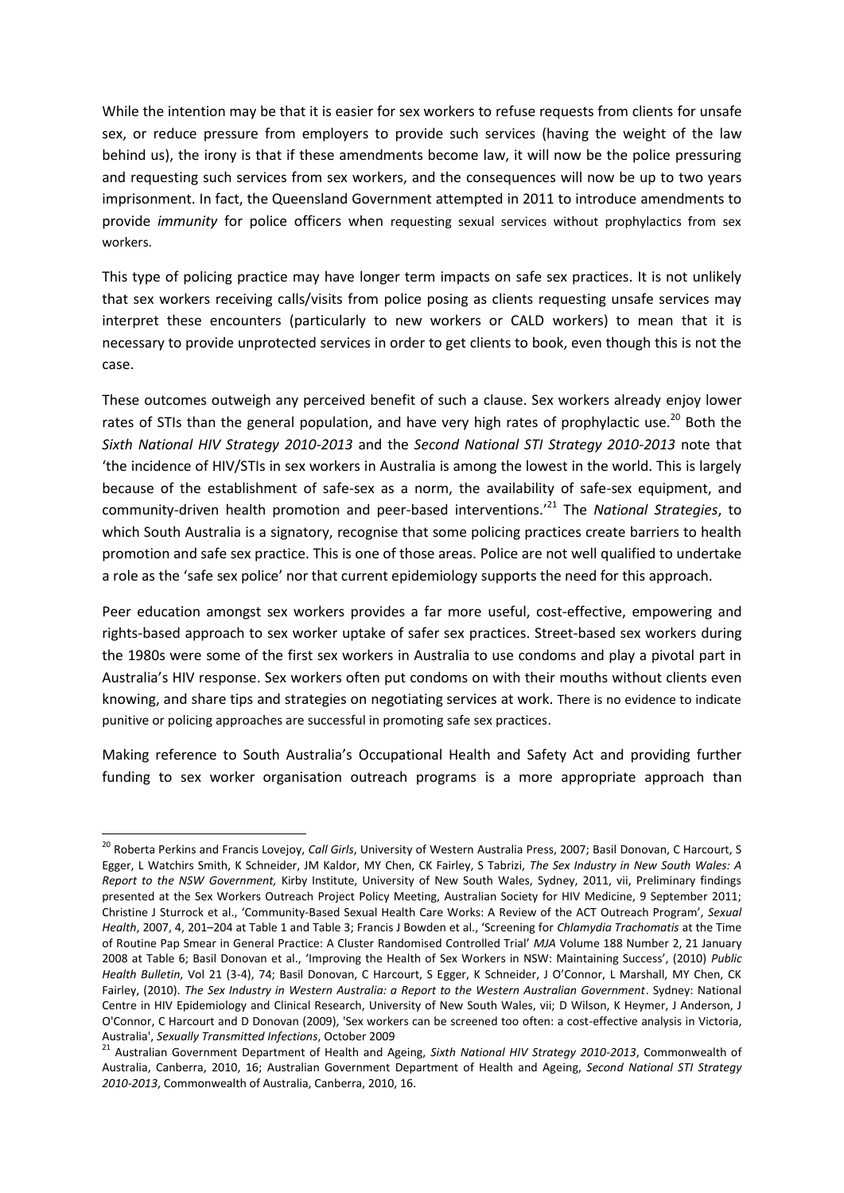While the intention may be that it is easier for sex workers to refuse requests from clients for unsafe sex, or reduce pressure from employers to provide such services (having the weight of the law behind us), the irony is that if these amendments become law, it will now be the police pressuring and requesting such services from sex workers, and the consequences will now be up to two years imprisonment. In fact, the Queensland Government attempted in 2011 to introduce amendments to provide *immunity* for police officers when requesting sexual services without prophylactics from sex workers.

This type of policing practice may have longer term impacts on safe sex practices. It is not unlikely that sex workers receiving calls/visits from police posing as clients requesting unsafe services may interpret these encounters (particularly to new workers or CALD workers) to mean that it is necessary to provide unprotected services in order to get clients to book, even though this is not the case.

These outcomes outweigh any perceived benefit of such a clause. Sex workers already enjoy lower rates of STIs than the general population, and have very high rates of prophylactic use.[20] Both the *Sixth National HIV Strategy 2010-2013* and the *Second National STI Strategy 2010-2013* note that 'the incidence of HIV/STIs in sex workers in Australia is among the lowest in the world. This is largely because of the establishment of safe-sex as a norm, the availability of safe-sex equipment, and community-driven health promotion and peer-based interventions.'[21] The *National Strategies*, to which South Australia is a signatory, recognise that some policing practices create barriers to health promotion and safe sex practice. This is one of those areas. Police are not well qualified to undertake a role as the 'safe sex police' nor that current epidemiology supports the need for this approach.

Peer education amongst sex workers provides a far more useful, cost-effective, empowering and rights-based approach to sex worker uptake of safer sex practices. Street-based sex workers during the 1980s were some of the first sex workers in Australia to use condoms and play a pivotal part in Australia's HIV response. Sex workers often put condoms on with their mouths without clients even knowing, and share tips and strategies on negotiating services at work. There is no evidence to indicate punitive or policing approaches are successful in promoting safe sex practices.

Making reference to South Australia's Occupational Health and Safety Act and providing further funding to sex worker organisation outreach programs is a more appropriate approach than

---

[20] Roberta Perkins and Francis Lovejoy, *Call Girls*, University of Western Australia Press, 2007; Basil Donovan, C Harcourt, S Egger, L Watchirs Smith, K Schneider, JM Kaldor, MY Chen, CK Fairley, S Tabrizi, *The Sex Industry in New South Wales: A Report to the NSW Government,* Kirby Institute, University of New South Wales, Sydney, 2011, vii, Preliminary findings presented at the Sex Workers Outreach Project Policy Meeting, Australian Society for HIV Medicine, 9 September 2011; Christine J Sturrock et al., 'Community-Based Sexual Health Care Works: A Review of the ACT Outreach Program', *Sexual Health*, 2007, 4, 201–204 at Table 1 and Table 3; Francis J Bowden et al., 'Screening for *Chlamydia Trachomatis* at the Time of Routine Pap Smear in General Practice: A Cluster Randomised Controlled Trial' *MJA* Volume 188 Number 2, 21 January 2008 at Table 6; Basil Donovan et al., 'Improving the Health of Sex Workers in NSW: Maintaining Success', (2010) *Public Health Bulletin*, Vol 21 (3-4), 74; Basil Donovan, C Harcourt, S Egger, K Schneider, J O'Connor, L Marshall, MY Chen, CK Fairley, (2010). *The Sex Industry in Western Australia: a Report to the Western Australian Government*. Sydney: National Centre in HIV Epidemiology and Clinical Research, University of New South Wales, vii; D Wilson, K Heymer, J Anderson, J O'Connor, C Harcourt and D Donovan (2009), 'Sex workers can be screened too often: a cost-effective analysis in Victoria, Australia', *Sexually Transmitted Infections*, October 2009

[21] Australian Government Department of Health and Ageing, *Sixth National HIV Strategy 2010-2013*, Commonwealth of Australia, Canberra, 2010, 16; Australian Government Department of Health and Ageing, *Second National STI Strategy 2010-2013*, Commonwealth of Australia, Canberra, 2010, 16.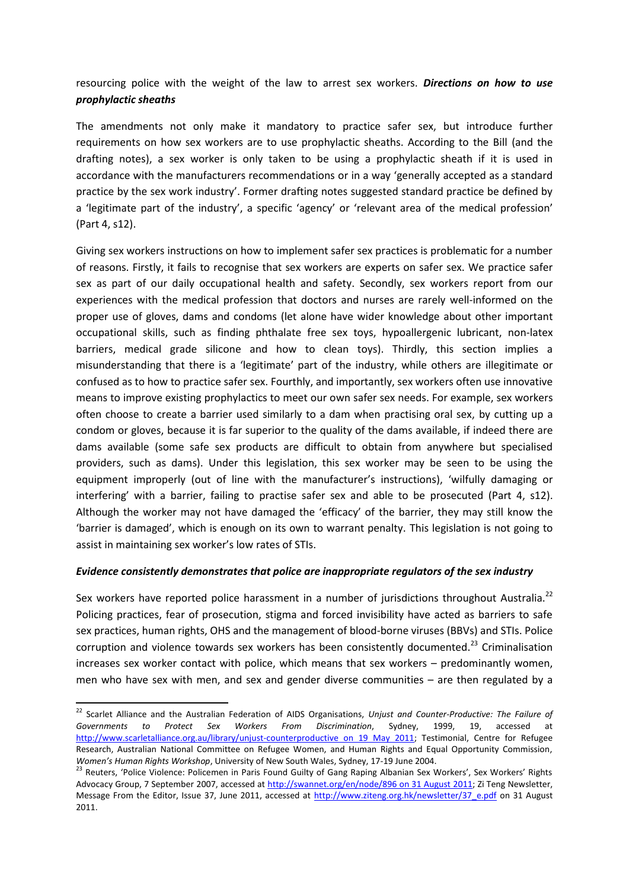resourcing police with the weight of the law to arrest sex workers. ***Directions on how to use prophylactic sheaths***

The amendments not only make it mandatory to practice safer sex, but introduce further requirements on how sex workers are to use prophylactic sheaths. According to the Bill (and the drafting notes), a sex worker is only taken to be using a prophylactic sheath if it is used in accordance with the manufacturers recommendations or in a way 'generally accepted as a standard practice by the sex work industry'. Former drafting notes suggested standard practice be defined by a 'legitimate part of the industry', a specific 'agency' or 'relevant area of the medical profession' (Part 4, s12).

Giving sex workers instructions on how to implement safer sex practices is problematic for a number of reasons. Firstly, it fails to recognise that sex workers are experts on safer sex. We practice safer sex as part of our daily occupational health and safety. Secondly, sex workers report from our experiences with the medical profession that doctors and nurses are rarely well-informed on the proper use of gloves, dams and condoms (let alone have wider knowledge about other important occupational skills, such as finding phthalate free sex toys, hypoallergenic lubricant, non-latex barriers, medical grade silicone and how to clean toys). Thirdly, this section implies a misunderstanding that there is a 'legitimate' part of the industry, while others are illegitimate or confused as to how to practice safer sex. Fourthly, and importantly, sex workers often use innovative means to improve existing prophylactics to meet our own safer sex needs. For example, sex workers often choose to create a barrier used similarly to a dam when practising oral sex, by cutting up a condom or gloves, because it is far superior to the quality of the dams available, if indeed there are dams available (some safe sex products are difficult to obtain from anywhere but specialised providers, such as dams). Under this legislation, this sex worker may be seen to be using the equipment improperly (out of line with the manufacturer's instructions), 'wilfully damaging or interfering' with a barrier, failing to practise safer sex and able to be prosecuted (Part 4, s12). Although the worker may not have damaged the 'efficacy' of the barrier, they may still know the 'barrier is damaged', which is enough on its own to warrant penalty. This legislation is not going to assist in maintaining sex worker's low rates of STIs.

***Evidence consistently demonstrates that police are inappropriate regulators of the sex industry***

Sex workers have reported police harassment in a number of jurisdictions throughout Australia.[22] Policing practices, fear of prosecution, stigma and forced invisibility have acted as barriers to safe sex practices, human rights, OHS and the management of blood-borne viruses (BBVs) and STIs. Police corruption and violence towards sex workers has been consistently documented.[23] Criminalisation increases sex worker contact with police, which means that sex workers – predominantly women, men who have sex with men, and sex and gender diverse communities – are then regulated by a

---

[22] Scarlet Alliance and the Australian Federation of AIDS Organisations, *Unjust and Counter-Productive: The Failure of Governments to Protect Sex Workers From Discrimination*, Sydney, 1999, 19, accessed at http://www.scarletalliance.org.au/library/unjust-counterproductive on 19 May 2011; Testimonial, Centre for Refugee Research, Australian National Committee on Refugee Women, and Human Rights and Equal Opportunity Commission, *Women's Human Rights Workshop*, University of New South Wales, Sydney, 17-19 June 2004.

[23] Reuters, 'Police Violence: Policemen in Paris Found Guilty of Gang Raping Albanian Sex Workers', Sex Workers' Rights Advocacy Group, 7 September 2007, accessed at http://swannet.org/en/node/896 on 31 August 2011; Zi Teng Newsletter, Message From the Editor, Issue 37, June 2011, accessed at http://www.ziteng.org.hk/newsletter/37_e.pdf on 31 August 2011.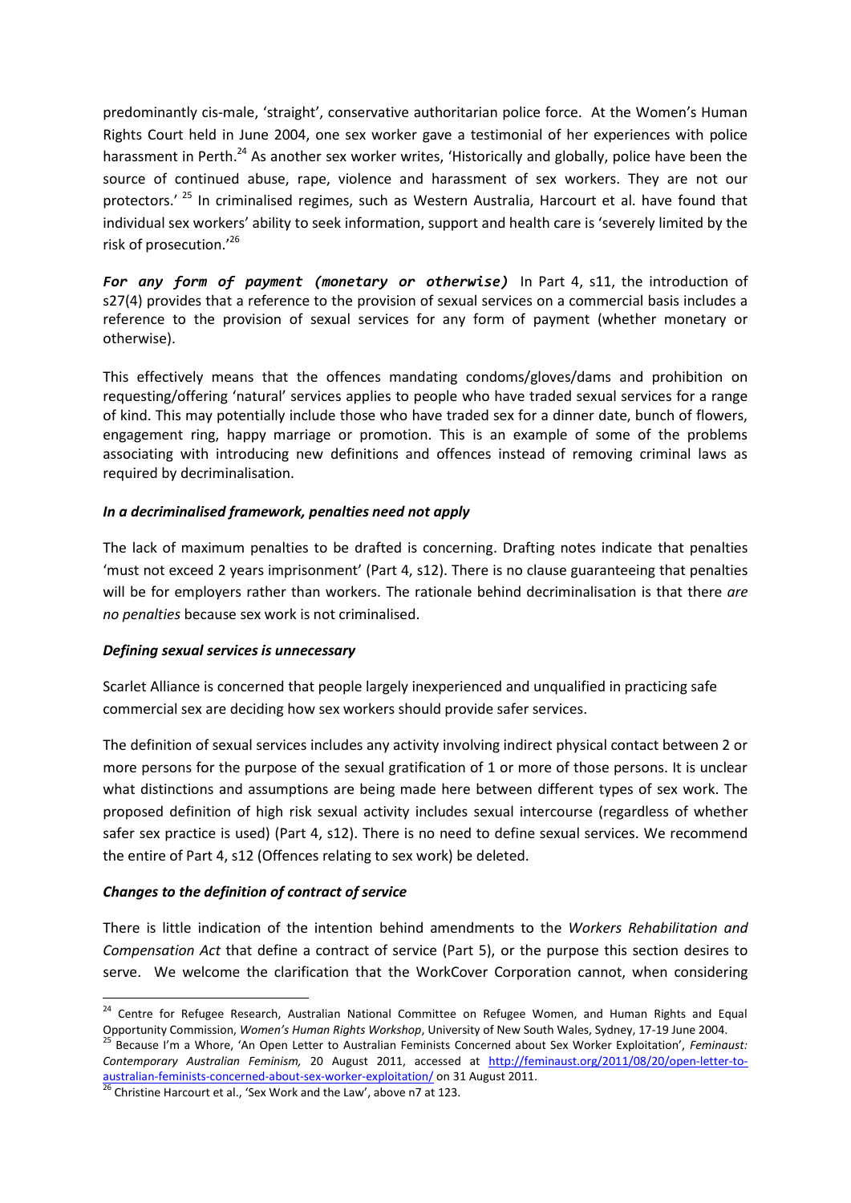predominantly cis-male, 'straight', conservative authoritarian police force. At the Women's Human Rights Court held in June 2004, one sex worker gave a testimonial of her experiences with police harassment in Perth.[24] As another sex worker writes, 'Historically and globally, police have been the source of continued abuse, rape, violence and harassment of sex workers. They are not our protectors.' [25] In criminalised regimes, such as Western Australia, Harcourt et al. have found that individual sex workers' ability to seek information, support and health care is 'severely limited by the risk of prosecution.'[26]

***For any form of payment (monetary or otherwise)*** In Part 4, s11, the introduction of s27(4) provides that a reference to the provision of sexual services on a commercial basis includes a reference to the provision of sexual services for any form of payment (whether monetary or otherwise).

This effectively means that the offences mandating condoms/gloves/dams and prohibition on requesting/offering 'natural' services applies to people who have traded sexual services for a range of kind. This may potentially include those who have traded sex for a dinner date, bunch of flowers, engagement ring, happy marriage or promotion. This is an example of some of the problems associating with introducing new definitions and offences instead of removing criminal laws as required by decriminalisation.

***In a decriminalised framework, penalties need not apply***

The lack of maximum penalties to be drafted is concerning. Drafting notes indicate that penalties 'must not exceed 2 years imprisonment' (Part 4, s12). There is no clause guaranteeing that penalties will be for employers rather than workers. The rationale behind decriminalisation is that there *are no penalties* because sex work is not criminalised.

***Defining sexual services is unnecessary***

Scarlet Alliance is concerned that people largely inexperienced and unqualified in practicing safe commercial sex are deciding how sex workers should provide safer services.

The definition of sexual services includes any activity involving indirect physical contact between 2 or more persons for the purpose of the sexual gratification of 1 or more of those persons. It is unclear what distinctions and assumptions are being made here between different types of sex work. The proposed definition of high risk sexual activity includes sexual intercourse (regardless of whether safer sex practice is used) (Part 4, s12). There is no need to define sexual services. We recommend the entire of Part 4, s12 (Offences relating to sex work) be deleted.

***Changes to the definition of contract of service***

There is little indication of the intention behind amendments to the *Workers Rehabilitation and Compensation Act* that define a contract of service (Part 5), or the purpose this section desires to serve. We welcome the clarification that the WorkCover Corporation cannot, when considering

---

[24] Centre for Refugee Research, Australian National Committee on Refugee Women, and Human Rights and Equal Opportunity Commission, *Women's Human Rights Workshop*, University of New South Wales, Sydney, 17-19 June 2004.

[25] Because I'm a Whore, 'An Open Letter to Australian Feminists Concerned about Sex Worker Exploitation', *Feminaust: Contemporary Australian Feminism,* 20 August 2011, accessed at http://feminaust.org/2011/08/20/open-letter-to-australian-feminists-concerned-about-sex-worker-exploitation/ on 31 August 2011.

[26] Christine Harcourt et al., 'Sex Work and the Law', above n7 at 123.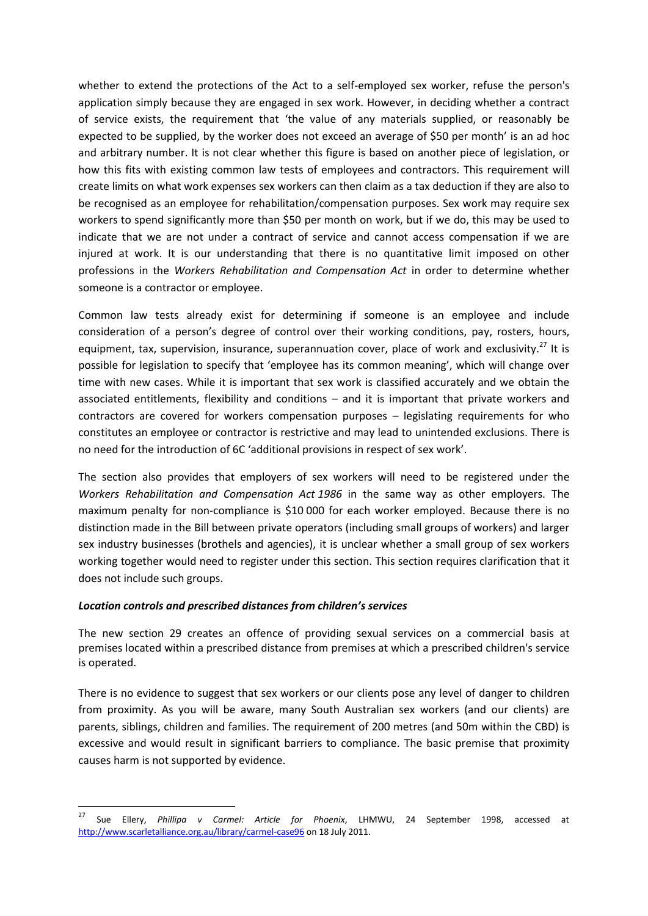whether to extend the protections of the Act to a self-employed sex worker, refuse the person's application simply because they are engaged in sex work. However, in deciding whether a contract of service exists, the requirement that 'the value of any materials supplied, or reasonably be expected to be supplied, by the worker does not exceed an average of $50 per month' is an ad hoc and arbitrary number. It is not clear whether this figure is based on another piece of legislation, or how this fits with existing common law tests of employees and contractors. This requirement will create limits on what work expenses sex workers can then claim as a tax deduction if they are also to be recognised as an employee for rehabilitation/compensation purposes. Sex work may require sex workers to spend significantly more than $50 per month on work, but if we do, this may be used to indicate that we are not under a contract of service and cannot access compensation if we are injured at work. It is our understanding that there is no quantitative limit imposed on other professions in the *Workers Rehabilitation and Compensation Act* in order to determine whether someone is a contractor or employee.

Common law tests already exist for determining if someone is an employee and include consideration of a person's degree of control over their working conditions, pay, rosters, hours, equipment, tax, supervision, insurance, superannuation cover, place of work and exclusivity.[27] It is possible for legislation to specify that 'employee has its common meaning', which will change over time with new cases. While it is important that sex work is classified accurately and we obtain the associated entitlements, flexibility and conditions – and it is important that private workers and contractors are covered for workers compensation purposes – legislating requirements for who constitutes an employee or contractor is restrictive and may lead to unintended exclusions. There is no need for the introduction of 6C 'additional provisions in respect of sex work'.

The section also provides that employers of sex workers will need to be registered under the *Workers Rehabilitation and Compensation Act 1986* in the same way as other employers. The maximum penalty for non-compliance is $10 000 for each worker employed. Because there is no distinction made in the Bill between private operators (including small groups of workers) and larger sex industry businesses (brothels and agencies), it is unclear whether a small group of sex workers working together would need to register under this section. This section requires clarification that it does not include such groups.

***Location controls and prescribed distances from children's services***

The new section 29 creates an offence of providing sexual services on a commercial basis at premises located within a prescribed distance from premises at which a prescribed children's service is operated.

There is no evidence to suggest that sex workers or our clients pose any level of danger to children from proximity. As you will be aware, many South Australian sex workers (and our clients) are parents, siblings, children and families. The requirement of 200 metres (and 50m within the CBD) is excessive and would result in significant barriers to compliance. The basic premise that proximity causes harm is not supported by evidence.

---

[27] Sue Ellery, *Phillipa v Carmel: Article for Phoenix*, LHMWU, 24 September 1998, accessed at http://www.scarletalliance.org.au/library/carmel-case96 on 18 July 2011.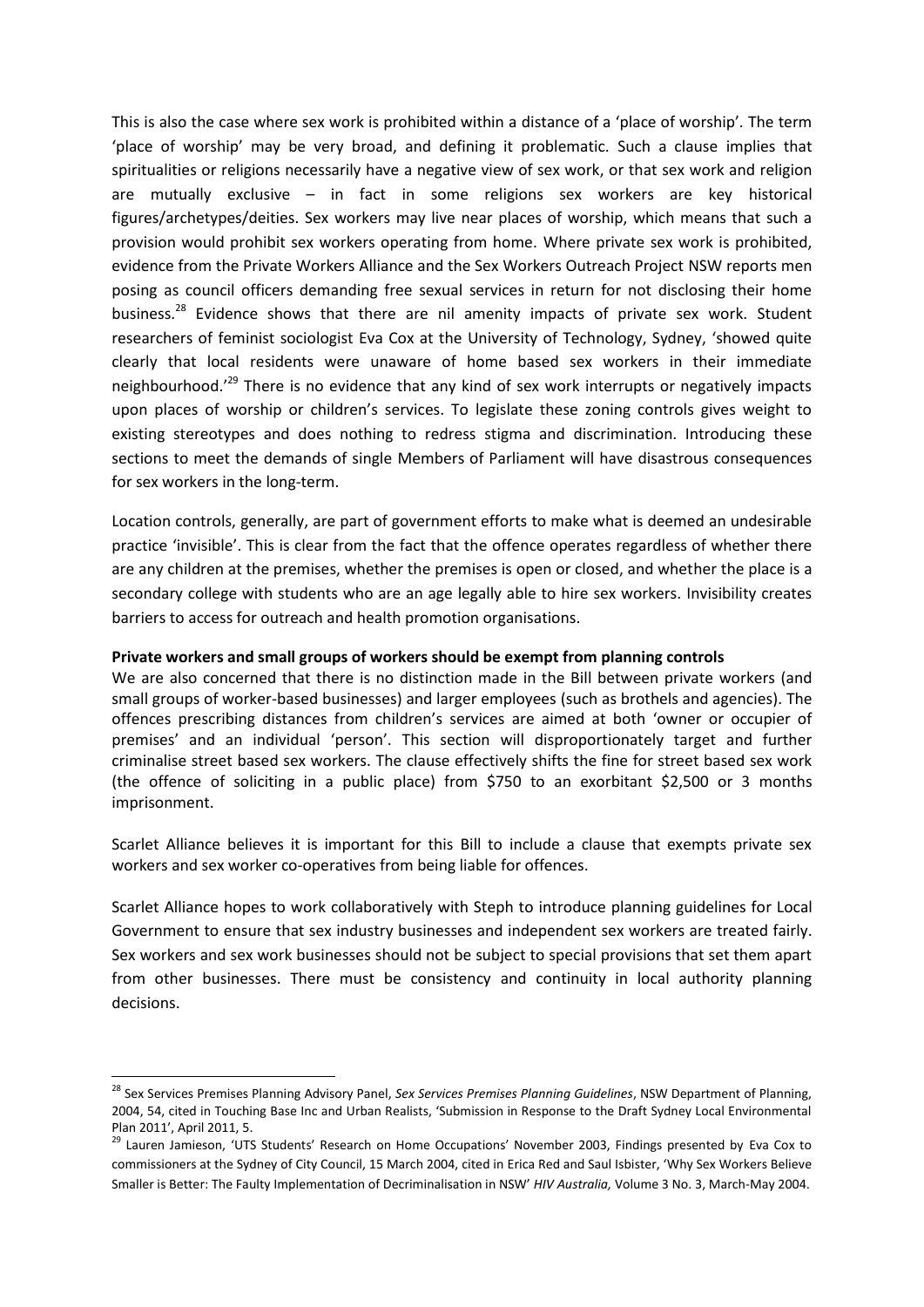This is also the case where sex work is prohibited within a distance of a 'place of worship'. The term 'place of worship' may be very broad, and defining it problematic. Such a clause implies that spiritualities or religions necessarily have a negative view of sex work, or that sex work and religion are mutually exclusive – in fact in some religions sex workers are key historical figures/archetypes/deities. Sex workers may live near places of worship, which means that such a provision would prohibit sex workers operating from home. Where private sex work is prohibited, evidence from the Private Workers Alliance and the Sex Workers Outreach Project NSW reports men posing as council officers demanding free sexual services in return for not disclosing their home business.[28] Evidence shows that there are nil amenity impacts of private sex work. Student researchers of feminist sociologist Eva Cox at the University of Technology, Sydney, 'showed quite clearly that local residents were unaware of home based sex workers in their immediate neighbourhood.'[29] There is no evidence that any kind of sex work interrupts or negatively impacts upon places of worship or children's services. To legislate these zoning controls gives weight to existing stereotypes and does nothing to redress stigma and discrimination. Introducing these sections to meet the demands of single Members of Parliament will have disastrous consequences for sex workers in the long-term.

Location controls, generally, are part of government efforts to make what is deemed an undesirable practice 'invisible'. This is clear from the fact that the offence operates regardless of whether there are any children at the premises, whether the premises is open or closed, and whether the place is a secondary college with students who are an age legally able to hire sex workers. Invisibility creates barriers to access for outreach and health promotion organisations.

**Private workers and small groups of workers should be exempt from planning controls**

We are also concerned that there is no distinction made in the Bill between private workers (and small groups of worker-based businesses) and larger employees (such as brothels and agencies). The offences prescribing distances from children's services are aimed at both 'owner or occupier of premises' and an individual 'person'. This section will disproportionately target and further criminalise street based sex workers. The clause effectively shifts the fine for street based sex work (the offence of soliciting in a public place) from $750 to an exorbitant $2,500 or 3 months imprisonment.

Scarlet Alliance believes it is important for this Bill to include a clause that exempts private sex workers and sex worker co-operatives from being liable for offences.

Scarlet Alliance hopes to work collaboratively with Steph to introduce planning guidelines for Local Government to ensure that sex industry businesses and independent sex workers are treated fairly. Sex workers and sex work businesses should not be subject to special provisions that set them apart from other businesses. There must be consistency and continuity in local authority planning decisions.

---

[28] Sex Services Premises Planning Advisory Panel, *Sex Services Premises Planning Guidelines*, NSW Department of Planning, 2004, 54, cited in Touching Base Inc and Urban Realists, 'Submission in Response to the Draft Sydney Local Environmental Plan 2011', April 2011, 5.

[29] Lauren Jamieson, 'UTS Students' Research on Home Occupations' November 2003, Findings presented by Eva Cox to commissioners at the Sydney of City Council, 15 March 2004, cited in Erica Red and Saul Isbister, 'Why Sex Workers Believe Smaller is Better: The Faulty Implementation of Decriminalisation in NSW' *HIV Australia,* Volume 3 No. 3, March-May 2004.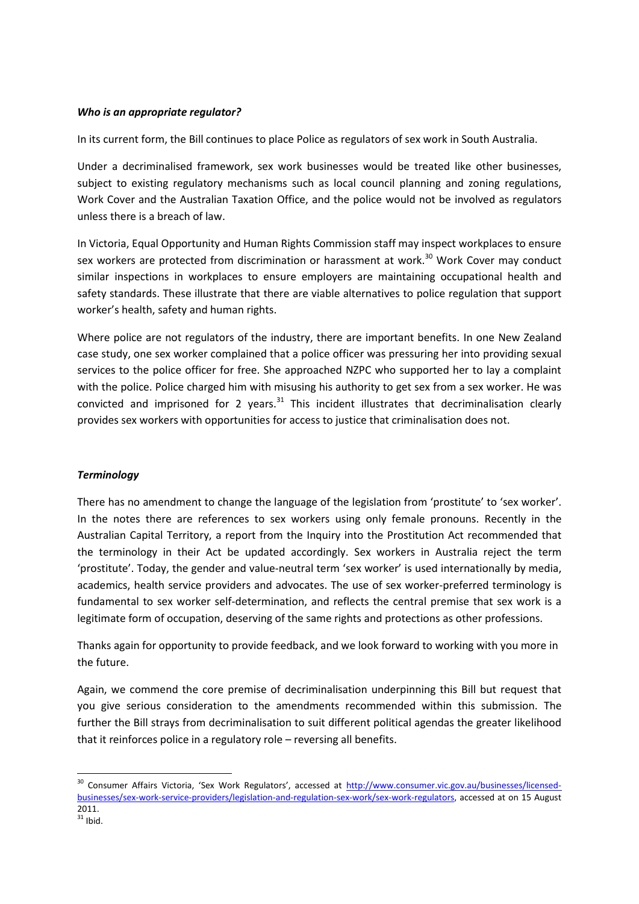***Who is an appropriate regulator?***

In its current form, the Bill continues to place Police as regulators of sex work in South Australia.

Under a decriminalised framework, sex work businesses would be treated like other businesses, subject to existing regulatory mechanisms such as local council planning and zoning regulations, Work Cover and the Australian Taxation Office, and the police would not be involved as regulators unless there is a breach of law.

In Victoria, Equal Opportunity and Human Rights Commission staff may inspect workplaces to ensure sex workers are protected from discrimination or harassment at work.[30] Work Cover may conduct similar inspections in workplaces to ensure employers are maintaining occupational health and safety standards. These illustrate that there are viable alternatives to police regulation that support worker's health, safety and human rights.

Where police are not regulators of the industry, there are important benefits. In one New Zealand case study, one sex worker complained that a police officer was pressuring her into providing sexual services to the police officer for free. She approached NZPC who supported her to lay a complaint with the police. Police charged him with misusing his authority to get sex from a sex worker. He was convicted and imprisoned for 2 years.[31] This incident illustrates that decriminalisation clearly provides sex workers with opportunities for access to justice that criminalisation does not.

***Terminology***

There has no amendment to change the language of the legislation from 'prostitute' to 'sex worker'. In the notes there are references to sex workers using only female pronouns. Recently in the Australian Capital Territory, a report from the Inquiry into the Prostitution Act recommended that the terminology in their Act be updated accordingly. Sex workers in Australia reject the term 'prostitute'. Today, the gender and value-neutral term 'sex worker' is used internationally by media, academics, health service providers and advocates. The use of sex worker-preferred terminology is fundamental to sex worker self-determination, and reflects the central premise that sex work is a legitimate form of occupation, deserving of the same rights and protections as other professions.

Thanks again for opportunity to provide feedback, and we look forward to working with you more in the future.

Again, we commend the core premise of decriminalisation underpinning this Bill but request that you give serious consideration to the amendments recommended within this submission. The further the Bill strays from decriminalisation to suit different political agendas the greater likelihood that it reinforces police in a regulatory role – reversing all benefits.

---

[30] Consumer Affairs Victoria, 'Sex Work Regulators', accessed at http://www.consumer.vic.gov.au/businesses/licensed-businesses/sex-work-service-providers/legislation-and-regulation-sex-work/sex-work-regulators, accessed at on 15 August 2011.

[31] Ibid.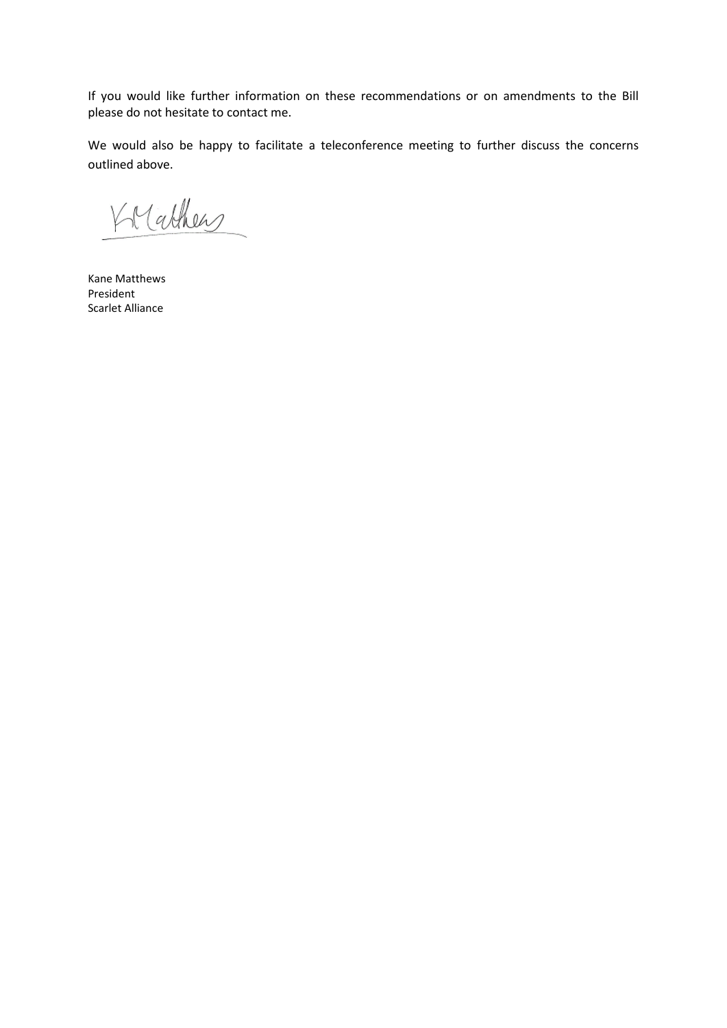If you would like further information on these recommendations or on amendments to the Bill please do not hesitate to contact me.

We would also be happy to facilitate a teleconference meeting to further discuss the concerns outlined above.

Kane Matthews
President
Scarlet Alliance